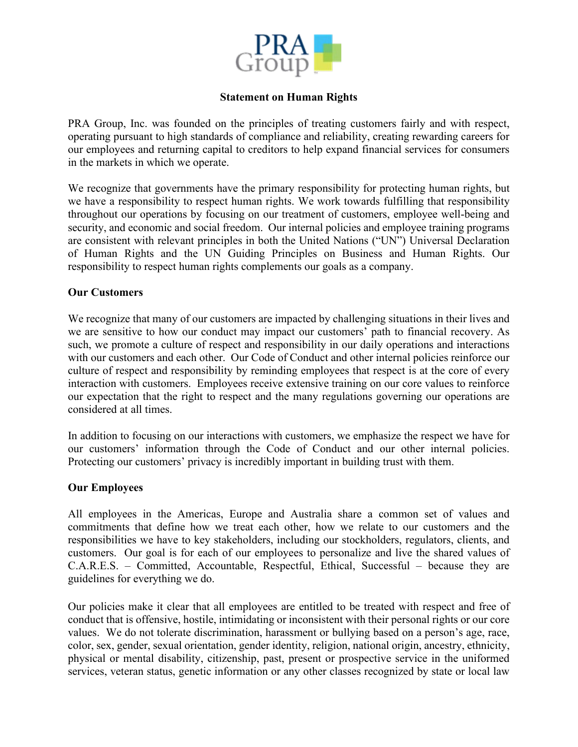# Statement on Human Rights

PRA Group, Inc. was founded on the principles of treating customers fairly and with respect, operating pursuant to high standards of compliance and reliability, creating rewarding careers for our employees and returning capital to creditors to help expand financial services for consumers in the markets in which we operate.

We recognize that governments have the primary responsibility for protecting human rights, but we have a responsibility to respect human rights. We work towards fulfilling that responsibility throughout our operations by focusing on our treatment of customers, employee well-being and security, and economic and social freedom. Our internal policies and employee training programs are consistent with relevant principles in both the United Nations ("UN") Universal Declaration of Human Rights and the UN Guiding Principles on Business and Human Rights. Our responsibility to respect human rights complements our goals as a company.

## Our Customers

We recognize that many of our customers are impacted by challenging situations in their lives and we are sensitive to how our conduct may impact our customers' path to financial recovery. As such, we promote a culture of respect and responsibility in our daily operations and interactions with our customers and each other. Our Code of Conduct and other internal policies reinforce our culture of respect and responsibility by reminding employees that respect is at the core of every interaction with customers. Employees receive extensive training on our core values to reinforce our expectation that the right to respect and the many regulations governing our operations are considered at all times.

In addition to focusing on our interactions with customers, we emphasize the respect we have for our customers' information through the Code of Conduct and our other internal policies. Protecting our customers' privacy is incredibly important in building trust with them.

## Our Employees

All employees in the Americas, Europe and Australia share a common set of values and commitments that define how we treat each other, how we relate to our customers and the responsibilities we have to key stakeholders, including our stockholders, regulators, clients, and customers. Our goal is for each of our employees to personalize and live the shared values of C.A.R.E.S. – Committed, Accountable, Respectful, Ethical, Successful – because they are guidelines for everything we do.

Our policies make it clear that all employees are entitled to be treated with respect and free of conduct that is offensive, hostile, intimidating or inconsistent with their personal rights or our core values. We do not tolerate discrimination, harassment or bullying based on a person's age, race, color, sex, gender, sexual orientation, gender identity, religion, national origin, ancestry, ethnicity, physical or mental disability, citizenship, past, present or prospective service in the uniformed services, veteran status, genetic information or any other classes recognized by state or local law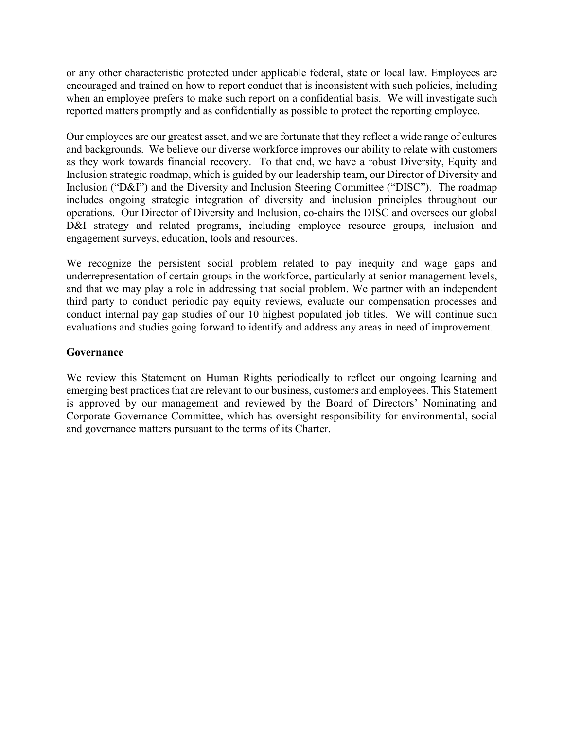or any other characteristic protected under applicable federal, state or local law. Employees are encouraged and trained on how to report conduct that is inconsistent with such policies, including when an employee prefers to make such report on a confidential basis. We will investigate such reported matters promptly and as confidentially as possible to protect the reporting employee.

Our employees are our greatest asset, and we are fortunate that they reflect a wide range of cultures and backgrounds. We believe our diverse workforce improves our ability to relate with customers as they work towards financial recovery. To that end, we have a robust Diversity, Equity and Inclusion strategic roadmap, which is guided by our leadership team, our Director of Diversity and Inclusion ("D&I") and the Diversity and Inclusion Steering Committee ("DISC"). The roadmap includes ongoing strategic integration of diversity and inclusion principles throughout our operations. Our Director of Diversity and Inclusion, co-chairs the DISC and oversees our global D&I strategy and related programs, including employee resource groups, inclusion and engagement surveys, education, tools and resources.

We recognize the persistent social problem related to pay inequity and wage gaps and underrepresentation of certain groups in the workforce, particularly at senior management levels, and that we may play a role in addressing that social problem. We partner with an independent third party to conduct periodic pay equity reviews, evaluate our compensation processes and conduct internal pay gap studies of our 10 highest populated job titles. We will continue such evaluations and studies going forward to identify and address any areas in need of improvement.

## Governance

We review this Statement on Human Rights periodically to reflect our ongoing learning and emerging best practices that are relevant to our business, customers and employees. This Statement is approved by our management and reviewed by the Board of Directors' Nominating and Corporate Governance Committee, which has oversight responsibility for environmental, social and governance matters pursuant to the terms of its Charter.